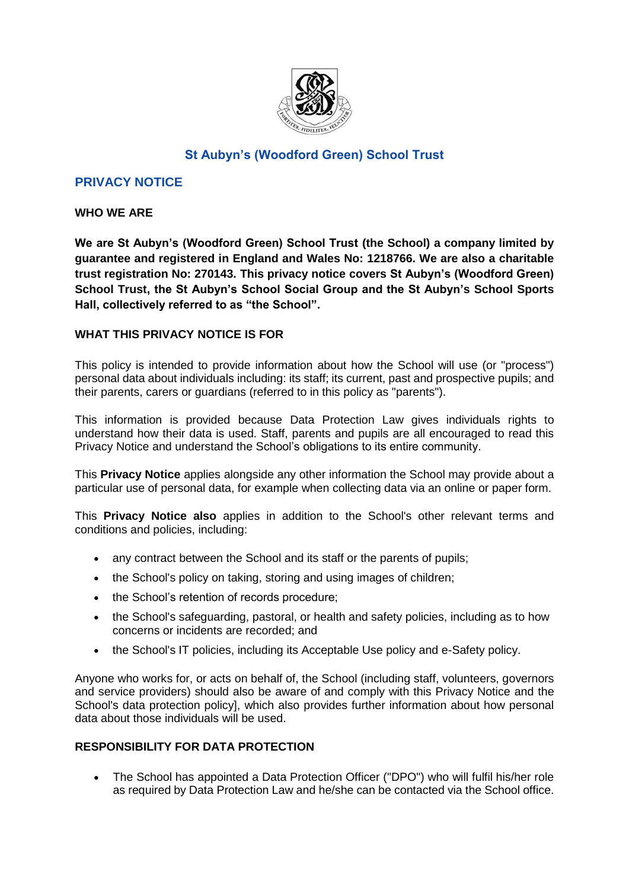# St Aubyn's (Woodford Green) School Trust

## PRIVACY NOTICE

**WHO WE ARE**

**We are St Aubyn's (Woodford Green) School Trust (the School) a company limited by guarantee and registered in England and Wales No: 1218766. We are also a charitable trust registration No: 270143. This privacy notice covers St Aubyn's (Woodford Green) School Trust, the St Aubyn's School Social Group and the St Aubyn's School Sports Hall, collectively referred to as "the School".**

**WHAT THIS PRIVACY NOTICE IS FOR**

This policy is intended to provide information about how the School will use (or "process") personal data about individuals including: its staff; its current, past and prospective pupils; and their parents, carers or guardians (referred to in this policy as "parents").

This information is provided because Data Protection Law gives individuals rights to understand how their data is used. Staff, parents and pupils are all encouraged to read this Privacy Notice and understand the School's obligations to its entire community.

This **Privacy Notice** applies alongside any other information the School may provide about a particular use of personal data, for example when collecting data via an online or paper form.

This **Privacy Notice also** applies in addition to the School's other relevant terms and conditions and policies, including:

- any contract between the School and its staff or the parents of pupils;
- the School's policy on taking, storing and using images of children;
- the School's retention of records procedure;
- the School's safeguarding, pastoral, or health and safety policies, including as to how concerns or incidents are recorded; and
- the School's IT policies, including its Acceptable Use policy and e-Safety policy.

Anyone who works for, or acts on behalf of, the School (including staff, volunteers, governors and service providers) should also be aware of and comply with this Privacy Notice and the School's data protection policy], which also provides further information about how personal data about those individuals will be used.

**RESPONSIBILITY FOR DATA PROTECTION**

- The School has appointed a Data Protection Officer ("DPO") who will fulfil his/her role as required by Data Protection Law and he/she can be contacted via the School office.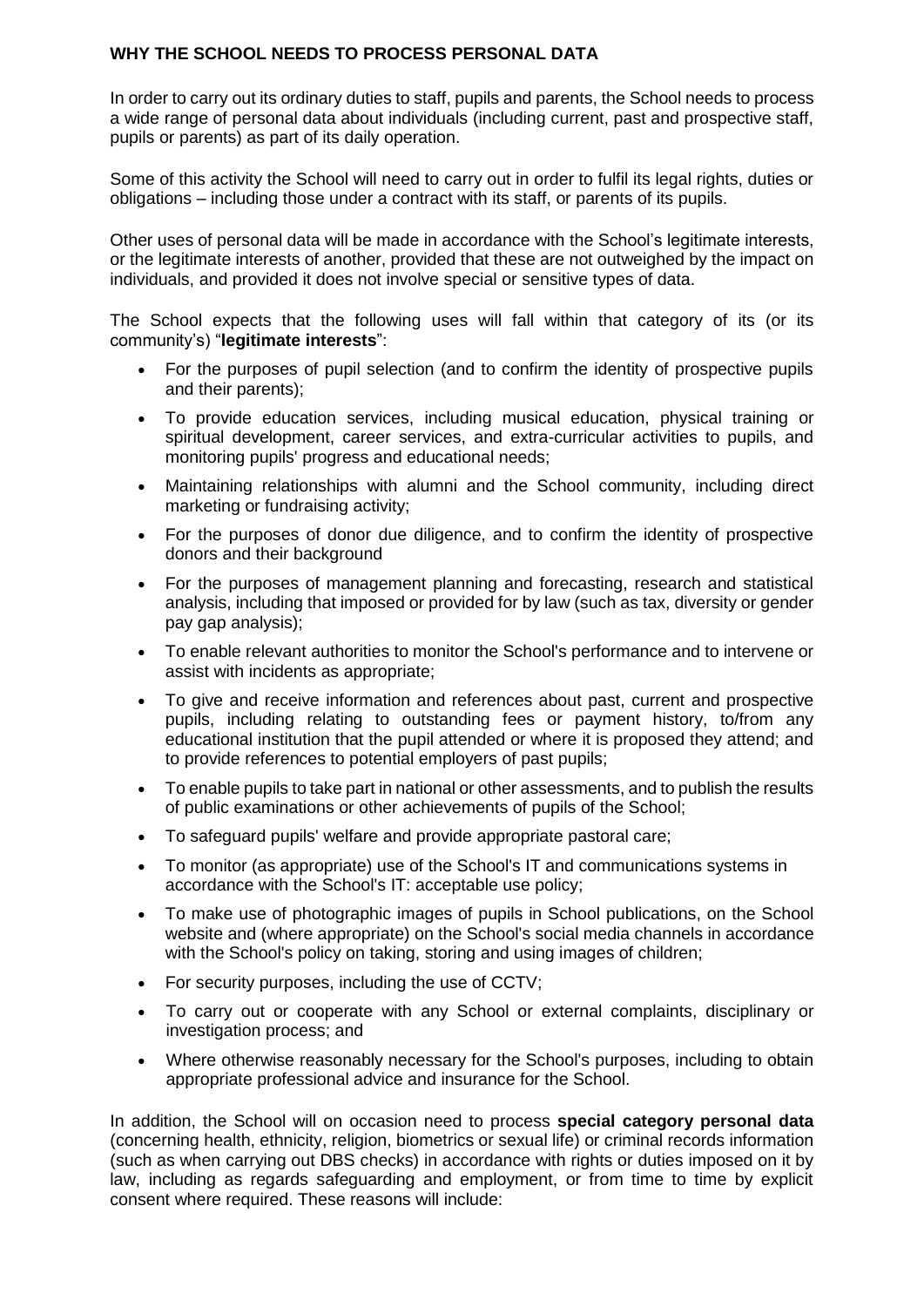## WHY THE SCHOOL NEEDS TO PROCESS PERSONAL DATA

In order to carry out its ordinary duties to staff, pupils and parents, the School needs to process a wide range of personal data about individuals (including current, past and prospective staff, pupils or parents) as part of its daily operation.

Some of this activity the School will need to carry out in order to fulfil its legal rights, duties or obligations – including those under a contract with its staff, or parents of its pupils.

Other uses of personal data will be made in accordance with the School's legitimate interests, or the legitimate interests of another, provided that these are not outweighed by the impact on individuals, and provided it does not involve special or sensitive types of data.

The School expects that the following uses will fall within that category of its (or its community's) "**legitimate interests**":

- For the purposes of pupil selection (and to confirm the identity of prospective pupils and their parents);
- To provide education services, including musical education, physical training or spiritual development, career services, and extra-curricular activities to pupils, and monitoring pupils' progress and educational needs;
- Maintaining relationships with alumni and the School community, including direct marketing or fundraising activity;
- For the purposes of donor due diligence, and to confirm the identity of prospective donors and their background
- For the purposes of management planning and forecasting, research and statistical analysis, including that imposed or provided for by law (such as tax, diversity or gender pay gap analysis);
- To enable relevant authorities to monitor the School's performance and to intervene or assist with incidents as appropriate;
- To give and receive information and references about past, current and prospective pupils, including relating to outstanding fees or payment history, to/from any educational institution that the pupil attended or where it is proposed they attend; and to provide references to potential employers of past pupils;
- To enable pupils to take part in national or other assessments, and to publish the results of public examinations or other achievements of pupils of the School;
- To safeguard pupils' welfare and provide appropriate pastoral care;
- To monitor (as appropriate) use of the School's IT and communications systems in accordance with the School's IT: acceptable use policy;
- To make use of photographic images of pupils in School publications, on the School website and (where appropriate) on the School's social media channels in accordance with the School's policy on taking, storing and using images of children;
- For security purposes, including the use of CCTV;
- To carry out or cooperate with any School or external complaints, disciplinary or investigation process; and
- Where otherwise reasonably necessary for the School's purposes, including to obtain appropriate professional advice and insurance for the School.

In addition, the School will on occasion need to process **special category personal data** (concerning health, ethnicity, religion, biometrics or sexual life) or criminal records information (such as when carrying out DBS checks) in accordance with rights or duties imposed on it by law, including as regards safeguarding and employment, or from time to time by explicit consent where required. These reasons will include: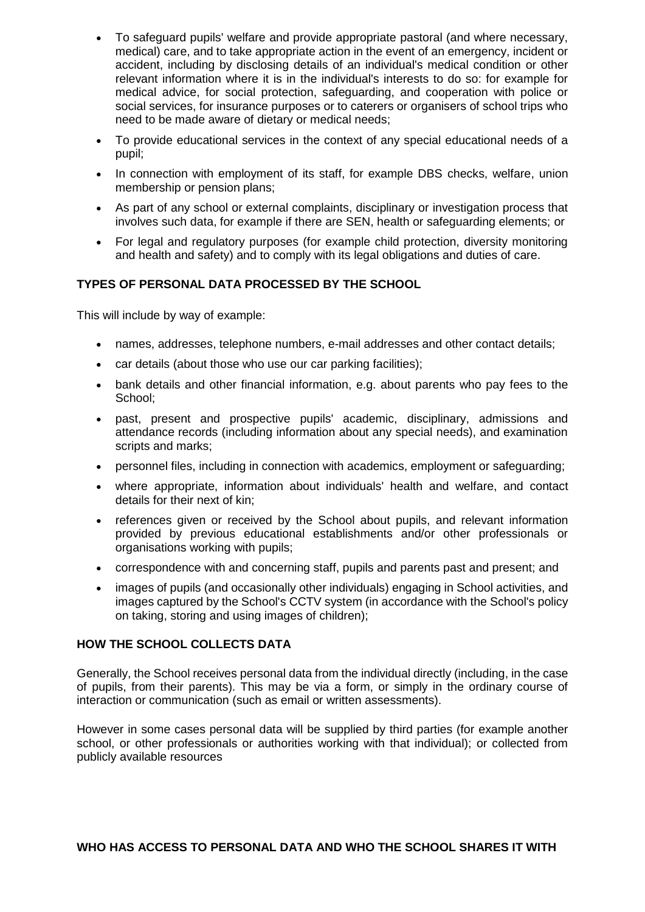- To safeguard pupils' welfare and provide appropriate pastoral (and where necessary, medical) care, and to take appropriate action in the event of an emergency, incident or accident, including by disclosing details of an individual's medical condition or other relevant information where it is in the individual's interests to do so: for example for medical advice, for social protection, safeguarding, and cooperation with police or social services, for insurance purposes or to caterers or organisers of school trips who need to be made aware of dietary or medical needs;
- To provide educational services in the context of any special educational needs of a pupil;
- In connection with employment of its staff, for example DBS checks, welfare, union membership or pension plans;
- As part of any school or external complaints, disciplinary or investigation process that involves such data, for example if there are SEN, health or safeguarding elements; or
- For legal and regulatory purposes (for example child protection, diversity monitoring and health and safety) and to comply with its legal obligations and duties of care.

**TYPES OF PERSONAL DATA PROCESSED BY THE SCHOOL**

This will include by way of example:

- names, addresses, telephone numbers, e-mail addresses and other contact details;
- car details (about those who use our car parking facilities);
- bank details and other financial information, e.g. about parents who pay fees to the School;
- past, present and prospective pupils' academic, disciplinary, admissions and attendance records (including information about any special needs), and examination scripts and marks;
- personnel files, including in connection with academics, employment or safeguarding;
- where appropriate, information about individuals' health and welfare, and contact details for their next of kin;
- references given or received by the School about pupils, and relevant information provided by previous educational establishments and/or other professionals or organisations working with pupils;
- correspondence with and concerning staff, pupils and parents past and present; and
- images of pupils (and occasionally other individuals) engaging in School activities, and images captured by the School's CCTV system (in accordance with the School's policy on taking, storing and using images of children);

**HOW THE SCHOOL COLLECTS DATA**

Generally, the School receives personal data from the individual directly (including, in the case of pupils, from their parents). This may be via a form, or simply in the ordinary course of interaction or communication (such as email or written assessments).

However in some cases personal data will be supplied by third parties (for example another school, or other professionals or authorities working with that individual); or collected from publicly available resources

**WHO HAS ACCESS TO PERSONAL DATA AND WHO THE SCHOOL SHARES IT WITH**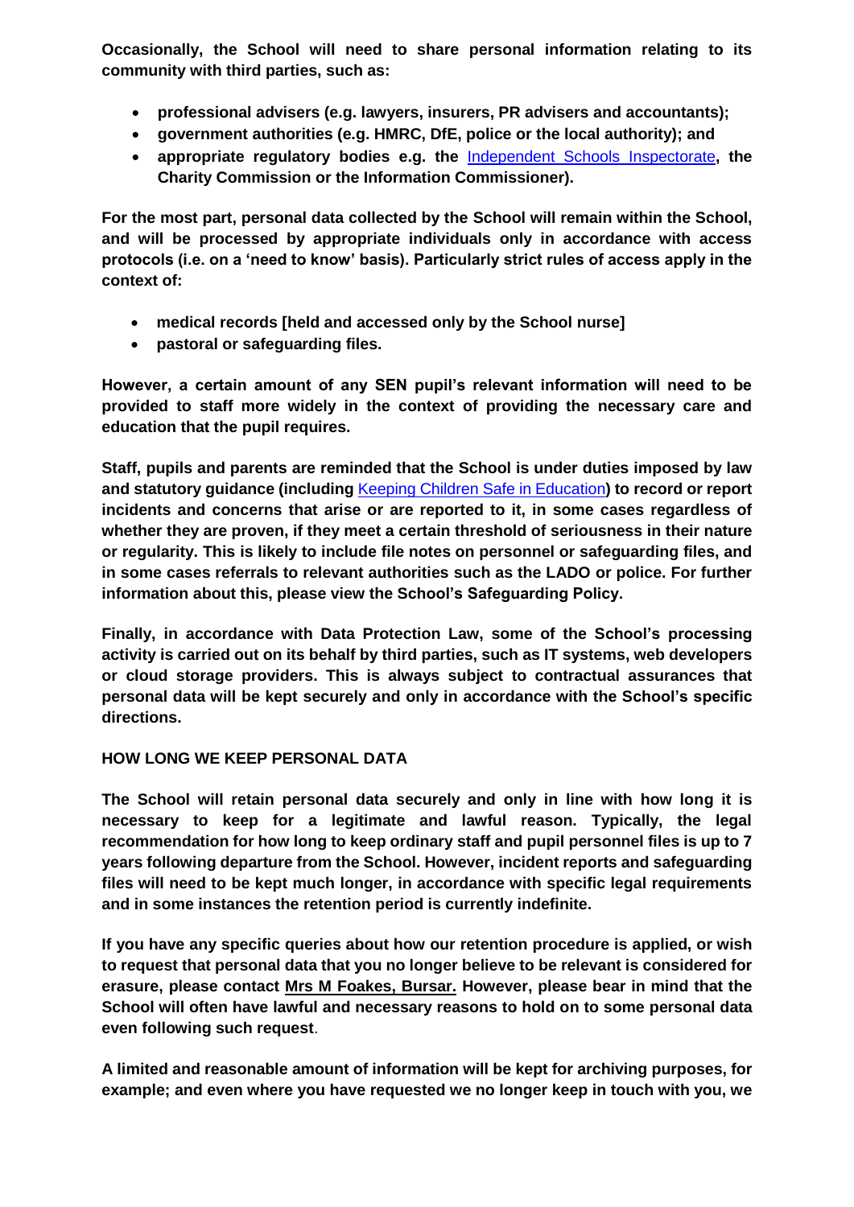**Occasionally, the School will need to share personal information relating to its community with third parties, such as:**

- **professional advisers (e.g. lawyers, insurers, PR advisers and accountants);**
- **government authorities (e.g. HMRC, DfE, police or the local authority); and**
- **appropriate regulatory bodies e.g. the** Independent Schools Inspectorate**, the Charity Commission or the Information Commissioner).**

**For the most part, personal data collected by the School will remain within the School, and will be processed by appropriate individuals only in accordance with access protocols (i.e. on a 'need to know' basis). Particularly strict rules of access apply in the context of:**

- **medical records [held and accessed only by the School nurse]**
- **pastoral or safeguarding files.**

**However, a certain amount of any SEN pupil's relevant information will need to be provided to staff more widely in the context of providing the necessary care and education that the pupil requires.**

**Staff, pupils and parents are reminded that the School is under duties imposed by law and statutory guidance (including** Keeping Children Safe in Education**) to record or report incidents and concerns that arise or are reported to it, in some cases regardless of whether they are proven, if they meet a certain threshold of seriousness in their nature or regularity. This is likely to include file notes on personnel or safeguarding files, and in some cases referrals to relevant authorities such as the LADO or police. For further information about this, please view the School's Safeguarding Policy.**

**Finally, in accordance with Data Protection Law, some of the School's processing activity is carried out on its behalf by third parties, such as IT systems, web developers or cloud storage providers. This is always subject to contractual assurances that personal data will be kept securely and only in accordance with the School's specific directions.**

**HOW LONG WE KEEP PERSONAL DATA**

**The School will retain personal data securely and only in line with how long it is necessary to keep for a legitimate and lawful reason. Typically, the legal recommendation for how long to keep ordinary staff and pupil personnel files is up to 7 years following departure from the School. However, incident reports and safeguarding files will need to be kept much longer, in accordance with specific legal requirements and in some instances the retention period is currently indefinite.**

**If you have any specific queries about how our retention procedure is applied, or wish to request that personal data that you no longer believe to be relevant is considered for erasure, please contact Mrs M Foakes, Bursar. However, please bear in mind that the School will often have lawful and necessary reasons to hold on to some personal data even following such request**.

**A limited and reasonable amount of information will be kept for archiving purposes, for example; and even where you have requested we no longer keep in touch with you, we**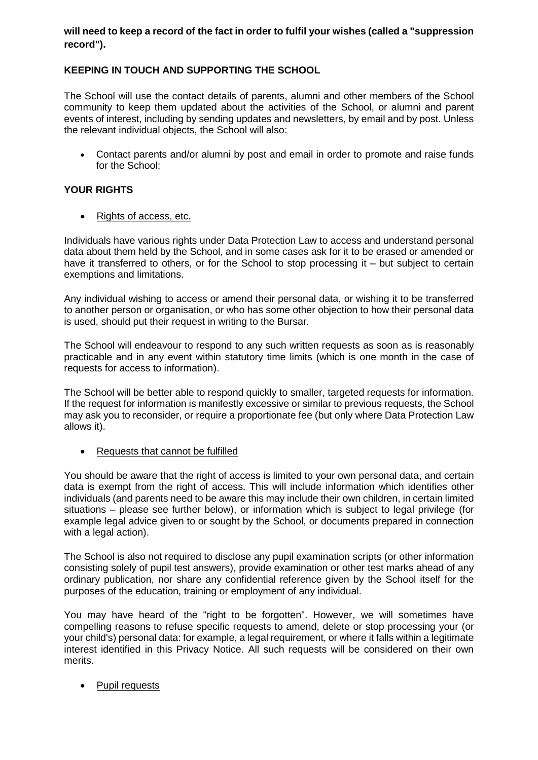**will need to keep a record of the fact in order to fulfil your wishes (called a "suppression record").**

## KEEPING IN TOUCH AND SUPPORTING THE SCHOOL

The School will use the contact details of parents, alumni and other members of the School community to keep them updated about the activities of the School, or alumni and parent events of interest, including by sending updates and newsletters, by email and by post. Unless the relevant individual objects, the School will also:

- Contact parents and/or alumni by post and email in order to promote and raise funds for the School;

## YOUR RIGHTS

- Rights of access, etc.

Individuals have various rights under Data Protection Law to access and understand personal data about them held by the School, and in some cases ask for it to be erased or amended or have it transferred to others, or for the School to stop processing it – but subject to certain exemptions and limitations.

Any individual wishing to access or amend their personal data, or wishing it to be transferred to another person or organisation, or who has some other objection to how their personal data is used, should put their request in writing to the Bursar.

The School will endeavour to respond to any such written requests as soon as is reasonably practicable and in any event within statutory time limits (which is one month in the case of requests for access to information).

The School will be better able to respond quickly to smaller, targeted requests for information. If the request for information is manifestly excessive or similar to previous requests, the School may ask you to reconsider, or require a proportionate fee (but only where Data Protection Law allows it).

- Requests that cannot be fulfilled

You should be aware that the right of access is limited to your own personal data, and certain data is exempt from the right of access. This will include information which identifies other individuals (and parents need to be aware this may include their own children, in certain limited situations – please see further below), or information which is subject to legal privilege (for example legal advice given to or sought by the School, or documents prepared in connection with a legal action).

The School is also not required to disclose any pupil examination scripts (or other information consisting solely of pupil test answers), provide examination or other test marks ahead of any ordinary publication, nor share any confidential reference given by the School itself for the purposes of the education, training or employment of any individual.

You may have heard of the "right to be forgotten". However, we will sometimes have compelling reasons to refuse specific requests to amend, delete or stop processing your (or your child's) personal data: for example, a legal requirement, or where it falls within a legitimate interest identified in this Privacy Notice. All such requests will be considered on their own merits.

- Pupil requests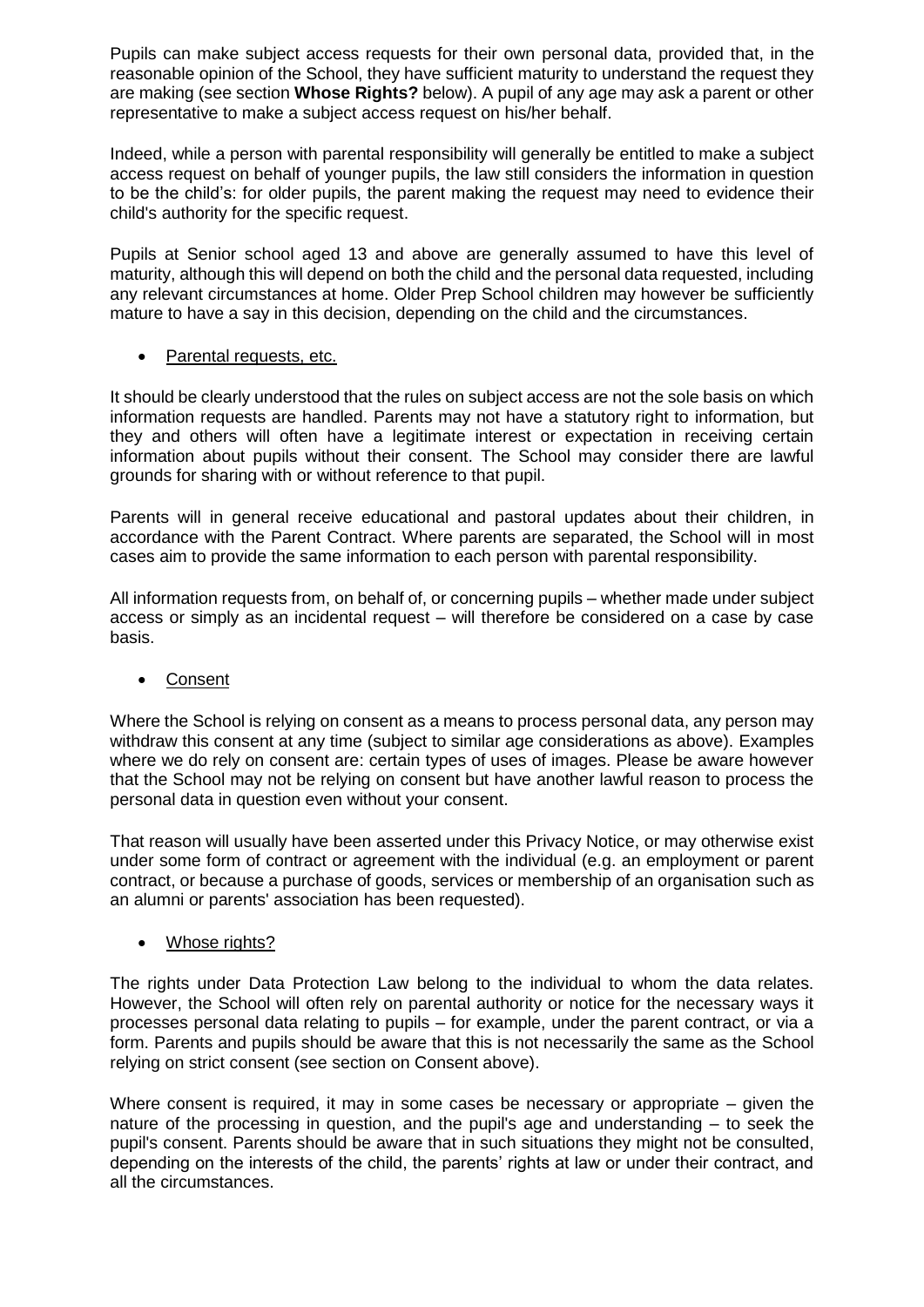Pupils can make subject access requests for their own personal data, provided that, in the reasonable opinion of the School, they have sufficient maturity to understand the request they are making (see section **Whose Rights?** below). A pupil of any age may ask a parent or other representative to make a subject access request on his/her behalf.

Indeed, while a person with parental responsibility will generally be entitled to make a subject access request on behalf of younger pupils, the law still considers the information in question to be the child's: for older pupils, the parent making the request may need to evidence their child's authority for the specific request.

Pupils at Senior school aged 13 and above are generally assumed to have this level of maturity, although this will depend on both the child and the personal data requested, including any relevant circumstances at home. Older Prep School children may however be sufficiently mature to have a say in this decision, depending on the child and the circumstances.

- <u>Parental requests, etc.</u>

It should be clearly understood that the rules on subject access are not the sole basis on which information requests are handled. Parents may not have a statutory right to information, but they and others will often have a legitimate interest or expectation in receiving certain information about pupils without their consent. The School may consider there are lawful grounds for sharing with or without reference to that pupil.

Parents will in general receive educational and pastoral updates about their children, in accordance with the Parent Contract. Where parents are separated, the School will in most cases aim to provide the same information to each person with parental responsibility.

All information requests from, on behalf of, or concerning pupils – whether made under subject access or simply as an incidental request – will therefore be considered on a case by case basis.

- <u>Consent</u>

Where the School is relying on consent as a means to process personal data, any person may withdraw this consent at any time (subject to similar age considerations as above). Examples where we do rely on consent are: certain types of uses of images. Please be aware however that the School may not be relying on consent but have another lawful reason to process the personal data in question even without your consent.

That reason will usually have been asserted under this Privacy Notice, or may otherwise exist under some form of contract or agreement with the individual (e.g. an employment or parent contract, or because a purchase of goods, services or membership of an organisation such as an alumni or parents' association has been requested).

- <u>Whose rights?</u>

The rights under Data Protection Law belong to the individual to whom the data relates. However, the School will often rely on parental authority or notice for the necessary ways it processes personal data relating to pupils – for example, under the parent contract, or via a form. Parents and pupils should be aware that this is not necessarily the same as the School relying on strict consent (see section on Consent above).

Where consent is required, it may in some cases be necessary or appropriate – given the nature of the processing in question, and the pupil's age and understanding – to seek the pupil's consent. Parents should be aware that in such situations they might not be consulted, depending on the interests of the child, the parents' rights at law or under their contract, and all the circumstances.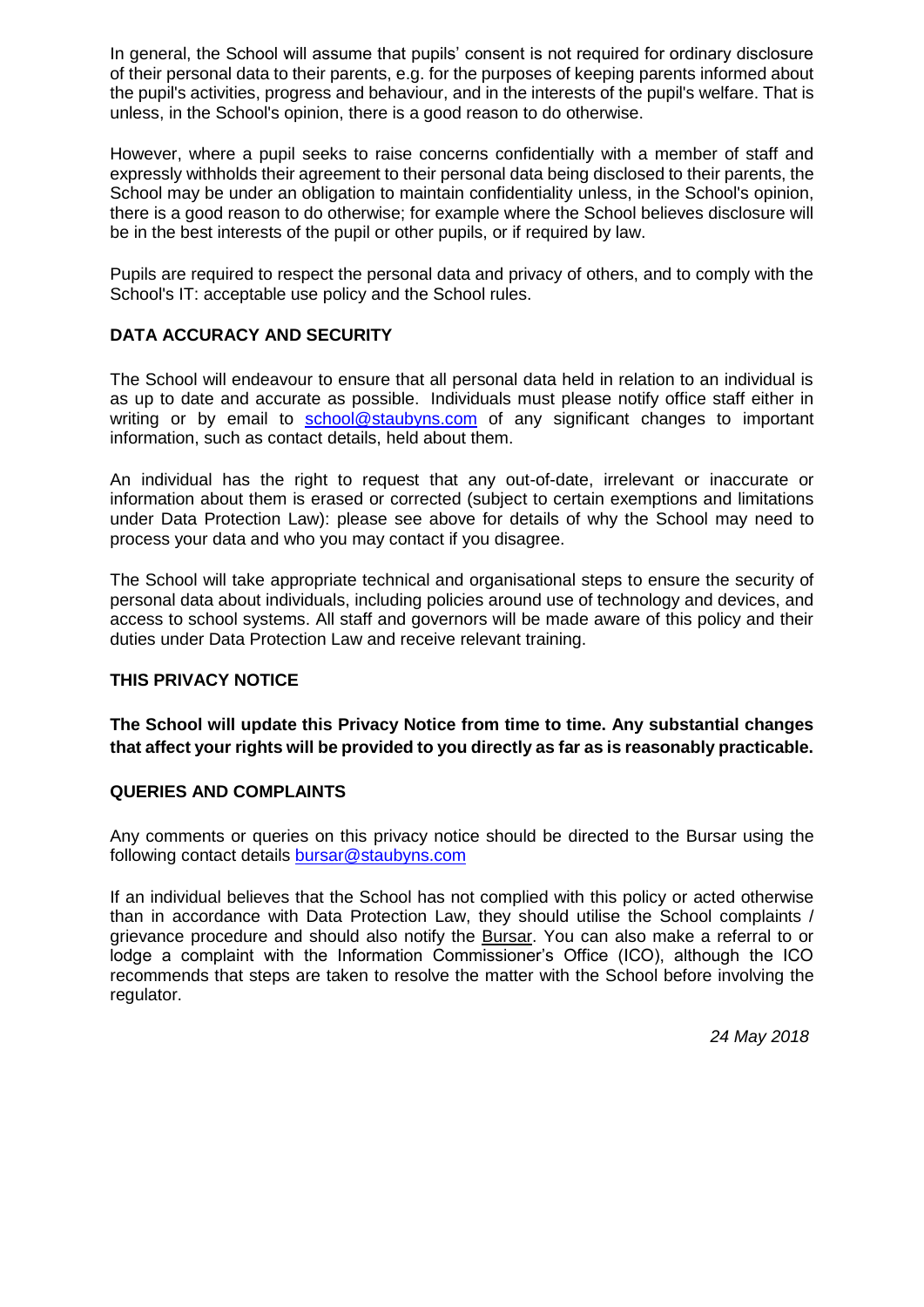In general, the School will assume that pupils' consent is not required for ordinary disclosure of their personal data to their parents, e.g. for the purposes of keeping parents informed about the pupil's activities, progress and behaviour, and in the interests of the pupil's welfare. That is unless, in the School's opinion, there is a good reason to do otherwise.

However, where a pupil seeks to raise concerns confidentially with a member of staff and expressly withholds their agreement to their personal data being disclosed to their parents, the School may be under an obligation to maintain confidentiality unless, in the School's opinion, there is a good reason to do otherwise; for example where the School believes disclosure will be in the best interests of the pupil or other pupils, or if required by law.

Pupils are required to respect the personal data and privacy of others, and to comply with the School's IT: acceptable use policy and the School rules.

## DATA ACCURACY AND SECURITY

The School will endeavour to ensure that all personal data held in relation to an individual is as up to date and accurate as possible. Individuals must please notify office staff either in writing or by email to school@staubyns.com of any significant changes to important information, such as contact details, held about them.

An individual has the right to request that any out-of-date, irrelevant or inaccurate or information about them is erased or corrected (subject to certain exemptions and limitations under Data Protection Law): please see above for details of why the School may need to process your data and who you may contact if you disagree.

The School will take appropriate technical and organisational steps to ensure the security of personal data about individuals, including policies around use of technology and devices, and access to school systems. All staff and governors will be made aware of this policy and their duties under Data Protection Law and receive relevant training.

## THIS PRIVACY NOTICE

**The School will update this Privacy Notice from time to time. Any substantial changes that affect your rights will be provided to you directly as far as is reasonably practicable.**

## QUERIES AND COMPLAINTS

Any comments or queries on this privacy notice should be directed to the Bursar using the following contact details bursar@staubyns.com

If an individual believes that the School has not complied with this policy or acted otherwise than in accordance with Data Protection Law, they should utilise the School complaints / grievance procedure and should also notify the Bursar. You can also make a referral to or lodge a complaint with the Information Commissioner's Office (ICO), although the ICO recommends that steps are taken to resolve the matter with the School before involving the regulator.

*24 May 2018*